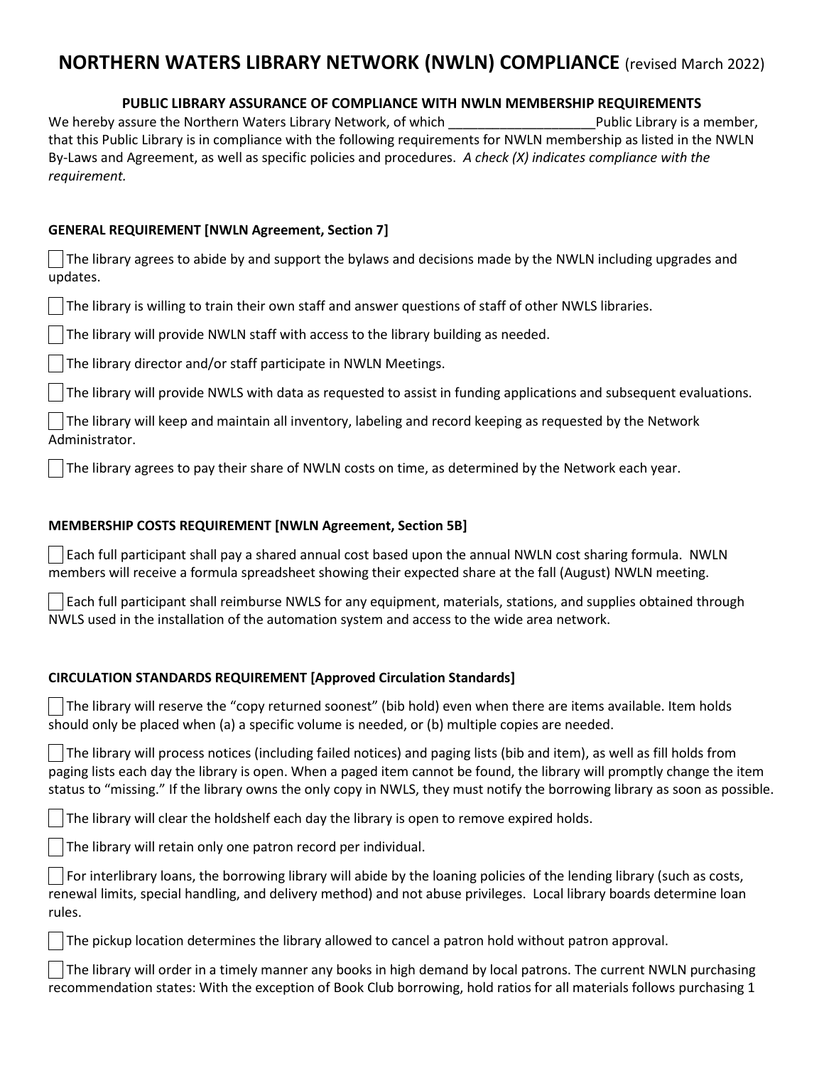# NORTHERN WATERS LIBRARY NETWORK (NWLN) COMPLIANCE (revised March 2022)

## PUBLIC LIBRARY ASSURANCE OF COMPLIANCE WITH NWLN MEMBERSHIP REQUIREMENTS

We hereby assure the Northern Waters Library Network, of which ____________________Public Library is a member, that this Public Library is in compliance with the following requirements for NWLN membership as listed in the NWLN By-Laws and Agreement, as well as specific policies and procedures. *A check (X) indicates compliance with the requirement.*

### GENERAL REQUIREMENT [NWLN Agreement, Section 7]

- [ ] The library agrees to abide by and support the bylaws and decisions made by the NWLN including upgrades and updates.
- [ ] The library is willing to train their own staff and answer questions of staff of other NWLS libraries.
- [ ] The library will provide NWLN staff with access to the library building as needed.
- [ ] The library director and/or staff participate in NWLN Meetings.
- [ ] The library will provide NWLS with data as requested to assist in funding applications and subsequent evaluations.
- [ ] The library will keep and maintain all inventory, labeling and record keeping as requested by the Network Administrator.
- [ ] The library agrees to pay their share of NWLN costs on time, as determined by the Network each year.

### MEMBERSHIP COSTS REQUIREMENT [NWLN Agreement, Section 5B]

- [ ] Each full participant shall pay a shared annual cost based upon the annual NWLN cost sharing formula. NWLN members will receive a formula spreadsheet showing their expected share at the fall (August) NWLN meeting.
- [ ] Each full participant shall reimburse NWLS for any equipment, materials, stations, and supplies obtained through NWLS used in the installation of the automation system and access to the wide area network.

### CIRCULATION STANDARDS REQUIREMENT [Approved Circulation Standards]

- [ ] The library will reserve the "copy returned soonest" (bib hold) even when there are items available. Item holds should only be placed when (a) a specific volume is needed, or (b) multiple copies are needed.
- [ ] The library will process notices (including failed notices) and paging lists (bib and item), as well as fill holds from paging lists each day the library is open. When a paged item cannot be found, the library will promptly change the item status to "missing." If the library owns the only copy in NWLS, they must notify the borrowing library as soon as possible.
- [ ] The library will clear the holdshelf each day the library is open to remove expired holds.
- [ ] The library will retain only one patron record per individual.
- [ ] For interlibrary loans, the borrowing library will abide by the loaning policies of the lending library (such as costs, renewal limits, special handling, and delivery method) and not abuse privileges. Local library boards determine loan rules.
- [ ] The pickup location determines the library allowed to cancel a patron hold without patron approval.
- [ ] The library will order in a timely manner any books in high demand by local patrons. The current NWLN purchasing recommendation states: With the exception of Book Club borrowing, hold ratios for all materials follows purchasing 1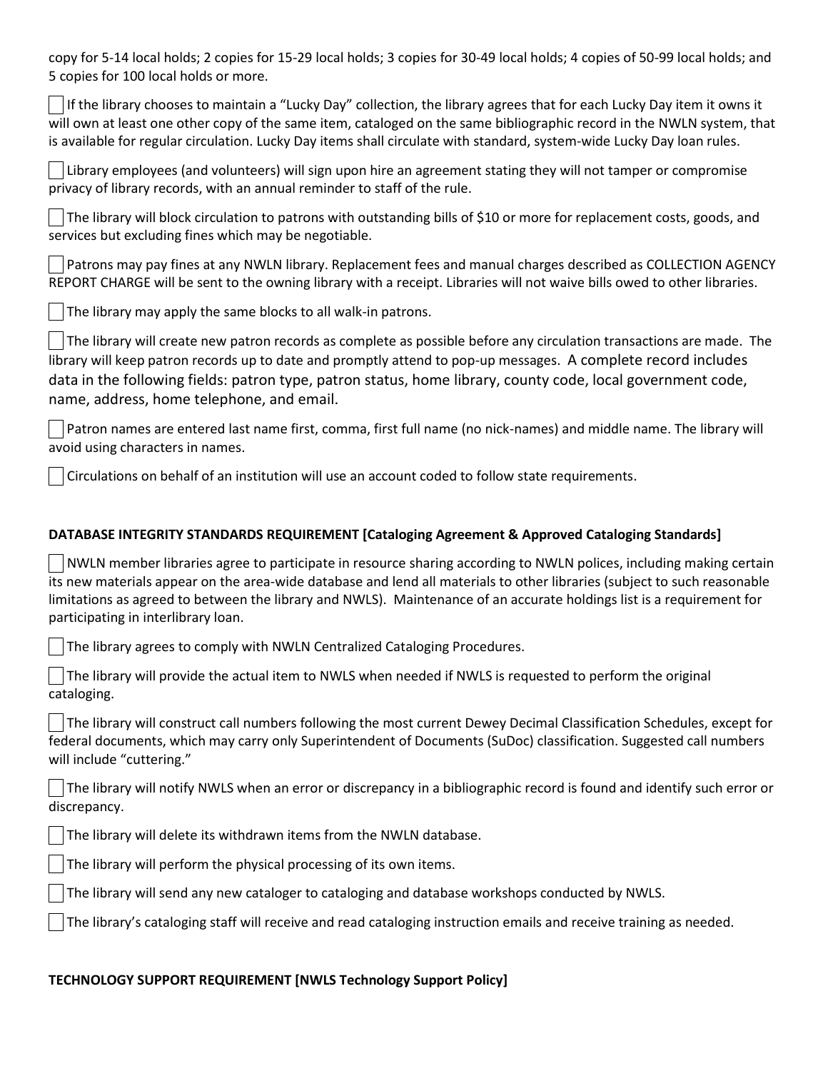copy for 5-14 local holds; 2 copies for 15-29 local holds; 3 copies for 30-49 local holds; 4 copies of 50-99 local holds; and 5 copies for 100 local holds or more.

☐ If the library chooses to maintain a "Lucky Day" collection, the library agrees that for each Lucky Day item it owns it will own at least one other copy of the same item, cataloged on the same bibliographic record in the NWLN system, that is available for regular circulation. Lucky Day items shall circulate with standard, system-wide Lucky Day loan rules.

☐ Library employees (and volunteers) will sign upon hire an agreement stating they will not tamper or compromise privacy of library records, with an annual reminder to staff of the rule.

☐ The library will block circulation to patrons with outstanding bills of $10 or more for replacement costs, goods, and services but excluding fines which may be negotiable.

☐ Patrons may pay fines at any NWLN library. Replacement fees and manual charges described as COLLECTION AGENCY REPORT CHARGE will be sent to the owning library with a receipt. Libraries will not waive bills owed to other libraries.

☐ The library may apply the same blocks to all walk-in patrons.

☐ The library will create new patron records as complete as possible before any circulation transactions are made. The library will keep patron records up to date and promptly attend to pop-up messages. A complete record includes data in the following fields: patron type, patron status, home library, county code, local government code, name, address, home telephone, and email.

☐ Patron names are entered last name first, comma, first full name (no nick-names) and middle name. The library will avoid using characters in names.

☐ Circulations on behalf of an institution will use an account coded to follow state requirements.

**DATABASE INTEGRITY STANDARDS REQUIREMENT [Cataloging Agreement & Approved Cataloging Standards]**

☐ NWLN member libraries agree to participate in resource sharing according to NWLN polices, including making certain its new materials appear on the area-wide database and lend all materials to other libraries (subject to such reasonable limitations as agreed to between the library and NWLS). Maintenance of an accurate holdings list is a requirement for participating in interlibrary loan.

☐ The library agrees to comply with NWLN Centralized Cataloging Procedures.

☐ The library will provide the actual item to NWLS when needed if NWLS is requested to perform the original cataloging.

☐ The library will construct call numbers following the most current Dewey Decimal Classification Schedules, except for federal documents, which may carry only Superintendent of Documents (SuDoc) classification. Suggested call numbers will include "cuttering."

☐ The library will notify NWLS when an error or discrepancy in a bibliographic record is found and identify such error or discrepancy.

☐ The library will delete its withdrawn items from the NWLN database.

☐ The library will perform the physical processing of its own items.

☐ The library will send any new cataloger to cataloging and database workshops conducted by NWLS.

☐ The library's cataloging staff will receive and read cataloging instruction emails and receive training as needed.

**TECHNOLOGY SUPPORT REQUIREMENT [NWLS Technology Support Policy]**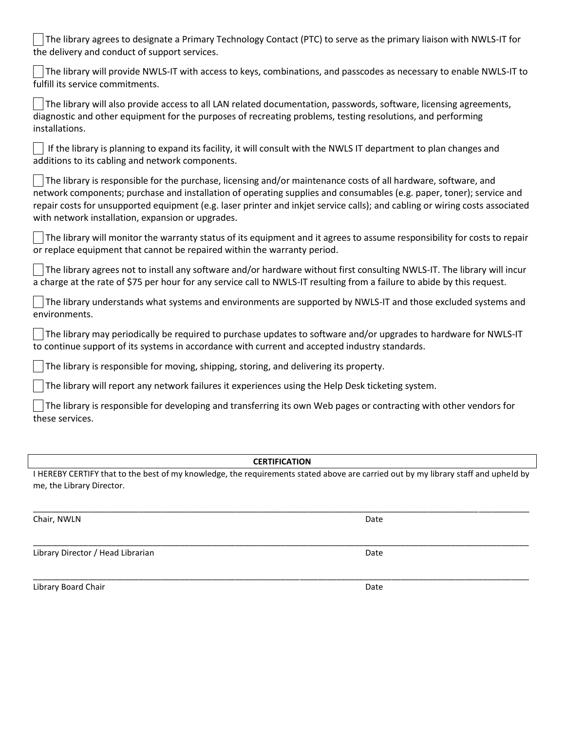- [ ] The library agrees to designate a Primary Technology Contact (PTC) to serve as the primary liaison with NWLS-IT for the delivery and conduct of support services.

- [ ] The library will provide NWLS-IT with access to keys, combinations, and passcodes as necessary to enable NWLS-IT to fulfill its service commitments.

- [ ] The library will also provide access to all LAN related documentation, passwords, software, licensing agreements, diagnostic and other equipment for the purposes of recreating problems, testing resolutions, and performing installations.

- [ ] If the library is planning to expand its facility, it will consult with the NWLS IT department to plan changes and additions to its cabling and network components.

- [ ] The library is responsible for the purchase, licensing and/or maintenance costs of all hardware, software, and network components; purchase and installation of operating supplies and consumables (e.g. paper, toner); service and repair costs for unsupported equipment (e.g. laser printer and inkjet service calls); and cabling or wiring costs associated with network installation, expansion or upgrades.

- [ ] The library will monitor the warranty status of its equipment and it agrees to assume responsibility for costs to repair or replace equipment that cannot be repaired within the warranty period.

- [ ] The library agrees not to install any software and/or hardware without first consulting NWLS-IT. The library will incur a charge at the rate of $75 per hour for any service call to NWLS-IT resulting from a failure to abide by this request.

- [ ] The library understands what systems and environments are supported by NWLS-IT and those excluded systems and environments.

- [ ] The library may periodically be required to purchase updates to software and/or upgrades to hardware for NWLS-IT to continue support of its systems in accordance with current and accepted industry standards.

- [ ] The library is responsible for moving, shipping, storing, and delivering its property.

- [ ] The library will report any network failures it experiences using the Help Desk ticketing system.

- [ ] The library is responsible for developing and transferring its own Web pages or contracting with other vendors for these services.

**CERTIFICATION**

I HEREBY CERTIFY that to the best of my knowledge, the requirements stated above are carried out by my library staff and upheld by me, the Library Director.

\_\_\_\_\_\_\_\_\_\_\_\_\_\_\_\_\_\_\_\_\_\_\_\_\_\_\_\_\_\_\_\_\_\_\_\_\_\_\_\_\_\_\_\_\_\_\_\_\_\_\_\_\_\_\_\_\_\_\_\_

Chair, NWLN Date

\_\_\_\_\_\_\_\_\_\_\_\_\_\_\_\_\_\_\_\_\_\_\_\_\_\_\_\_\_\_\_\_\_\_\_\_\_\_\_\_\_\_\_\_\_\_\_\_\_\_\_\_\_\_\_\_\_\_\_\_

Library Director / Head Librarian Date

\_\_\_\_\_\_\_\_\_\_\_\_\_\_\_\_\_\_\_\_\_\_\_\_\_\_\_\_\_\_\_\_\_\_\_\_\_\_\_\_\_\_\_\_\_\_\_\_\_\_\_\_\_\_\_\_\_\_\_\_

Library Board Chair Date